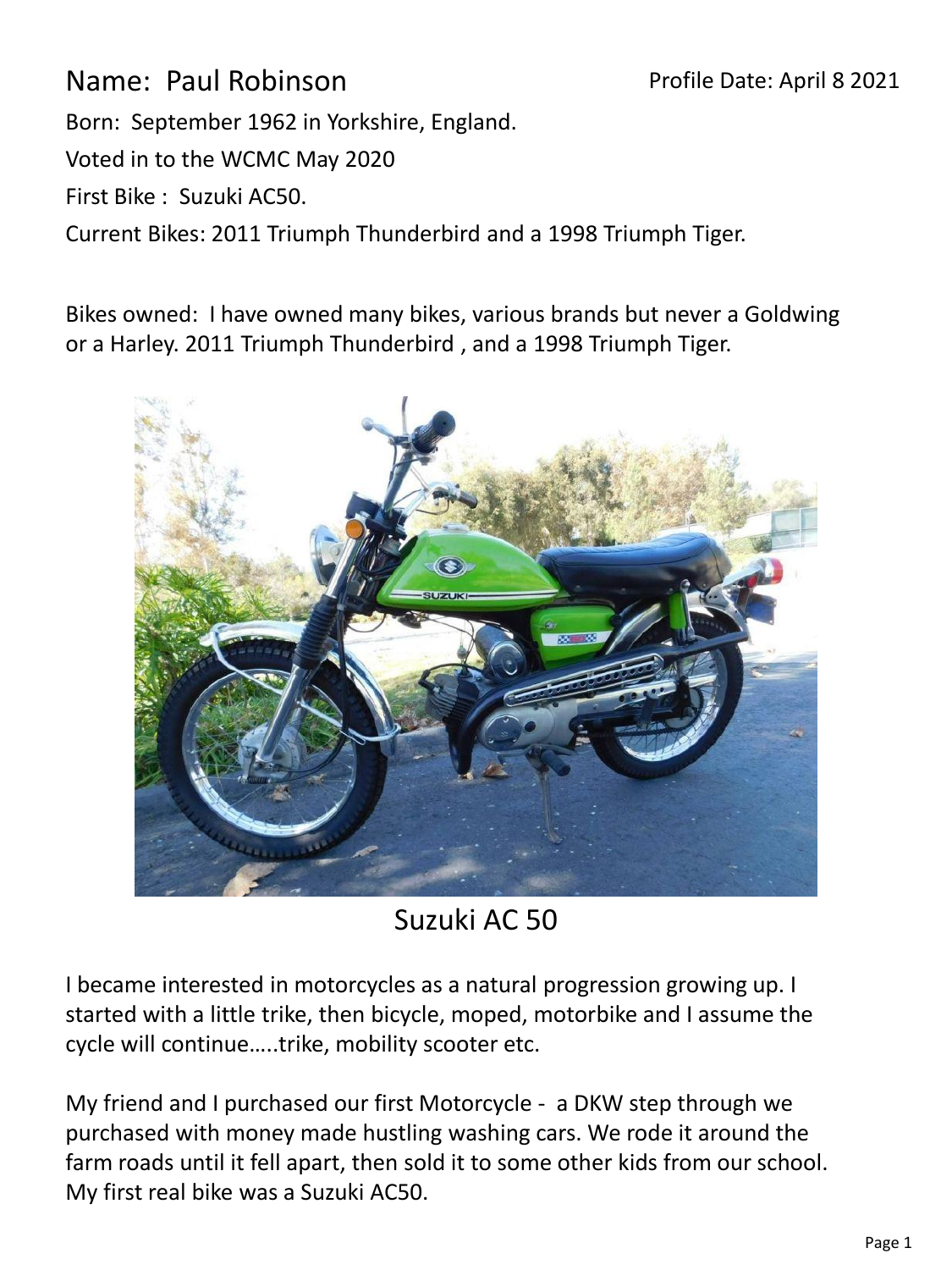Name: Paul Robinson

Profile Date: April 8 2021

Born: September 1962 in Yorkshire, England.

Voted in to the WCMC May 2020

First Bike : Suzuki AC50.

Current Bikes: 2011 Triumph Thunderbird and a 1998 Triumph Tiger.

Bikes owned: I have owned many bikes, various brands but never a Goldwing or a Harley. 2011 Triumph Thunderbird , and a 1998 Triumph Tiger.

Suzuki AC 50

I became interested in motorcycles as a natural progression growing up. I started with a little trike, then bicycle, moped, motorbike and I assume the cycle will continue…..trike, mobility scooter etc.

My friend and I purchased our first Motorcycle - a DKW step through we purchased with money made hustling washing cars. We rode it around the farm roads until it fell apart, then sold it to some other kids from our school. My first real bike was a Suzuki AC50.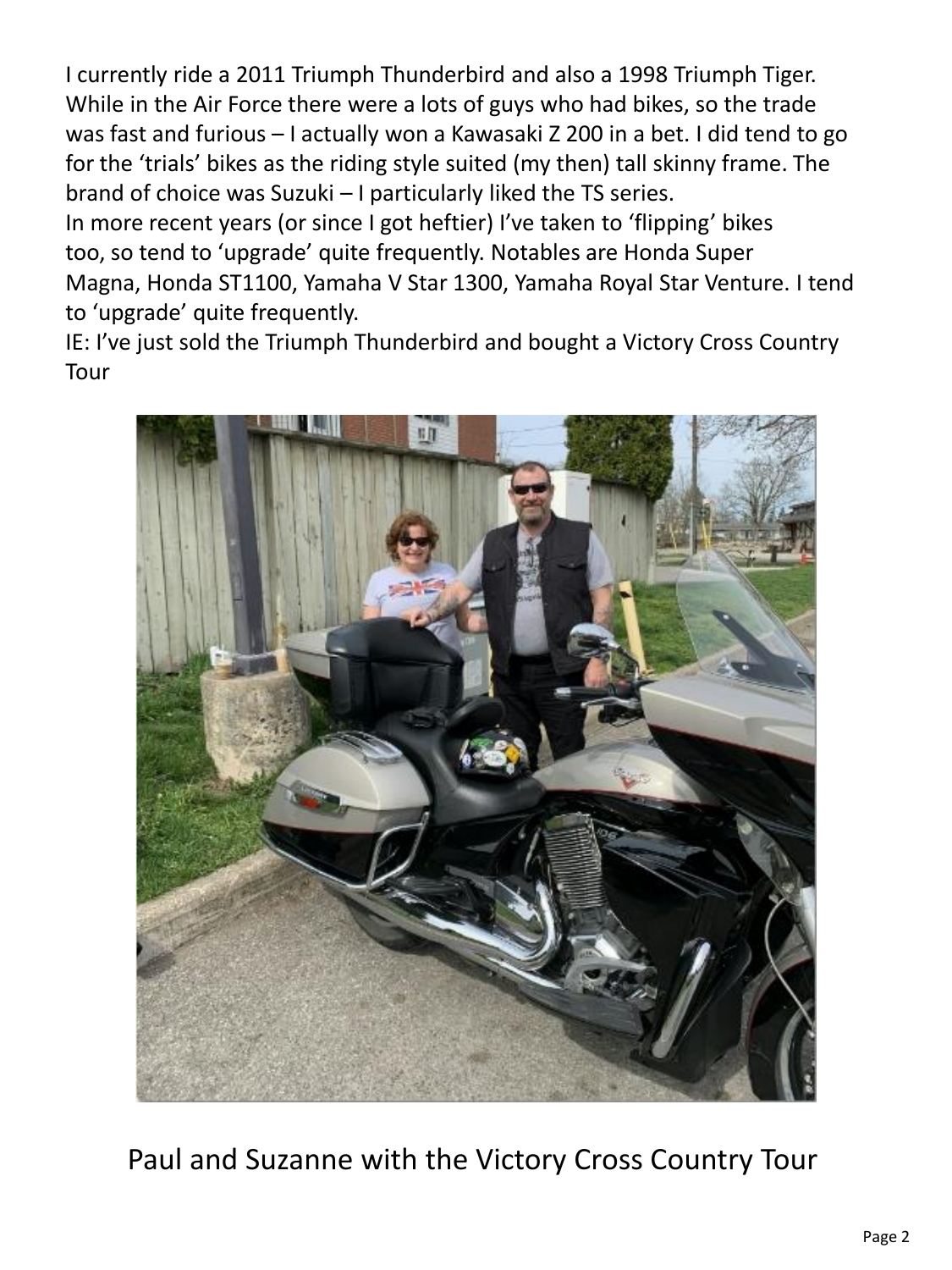I currently ride a 2011 Triumph Thunderbird and also a 1998 Triumph Tiger. While in the Air Force there were a lots of guys who had bikes, so the trade was fast and furious – I actually won a Kawasaki Z 200 in a bet. I did tend to go for the 'trials' bikes as the riding style suited (my then) tall skinny frame. The brand of choice was Suzuki – I particularly liked the TS series.
In more recent years (or since I got heftier) I've taken to 'flipping' bikes too, so tend to 'upgrade' quite frequently. Notables are Honda Super Magna, Honda ST1100, Yamaha V Star 1300, Yamaha Royal Star Venture. I tend to 'upgrade' quite frequently.
IE: I've just sold the Triumph Thunderbird and bought a Victory Cross Country Tour

Paul and Suzanne with the Victory Cross Country Tour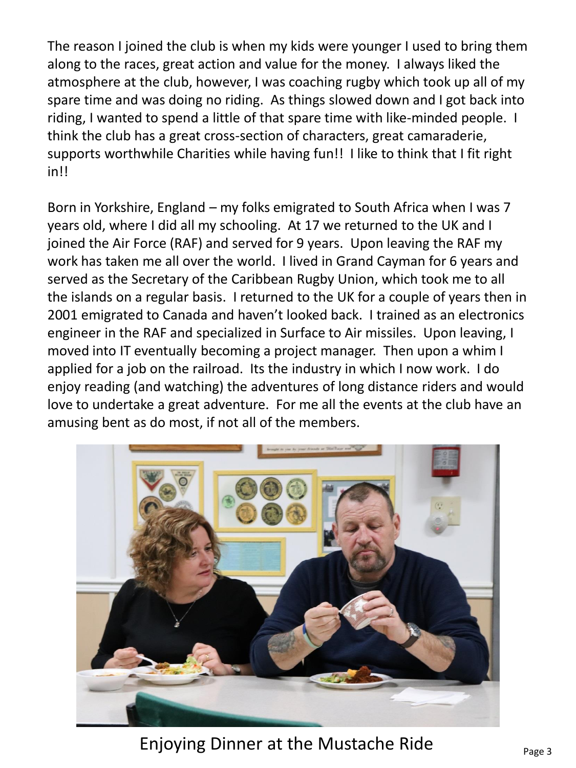The reason I joined the club is when my kids were younger I used to bring them along to the races, great action and value for the money. I always liked the atmosphere at the club, however, I was coaching rugby which took up all of my spare time and was doing no riding. As things slowed down and I got back into riding, I wanted to spend a little of that spare time with like-minded people. I think the club has a great cross-section of characters, great camaraderie, supports worthwhile Charities while having fun!! I like to think that I fit right in!!

Born in Yorkshire, England – my folks emigrated to South Africa when I was 7 years old, where I did all my schooling. At 17 we returned to the UK and I joined the Air Force (RAF) and served for 9 years. Upon leaving the RAF my work has taken me all over the world. I lived in Grand Cayman for 6 years and served as the Secretary of the Caribbean Rugby Union, which took me to all the islands on a regular basis. I returned to the UK for a couple of years then in 2001 emigrated to Canada and haven't looked back. I trained as an electronics engineer in the RAF and specialized in Surface to Air missiles. Upon leaving, I moved into IT eventually becoming a project manager. Then upon a whim I applied for a job on the railroad. Its the industry in which I now work. I do enjoy reading (and watching) the adventures of long distance riders and would love to undertake a great adventure. For me all the events at the club have an amusing bent as do most, if not all of the members.

Enjoying Dinner at the Mustache Ride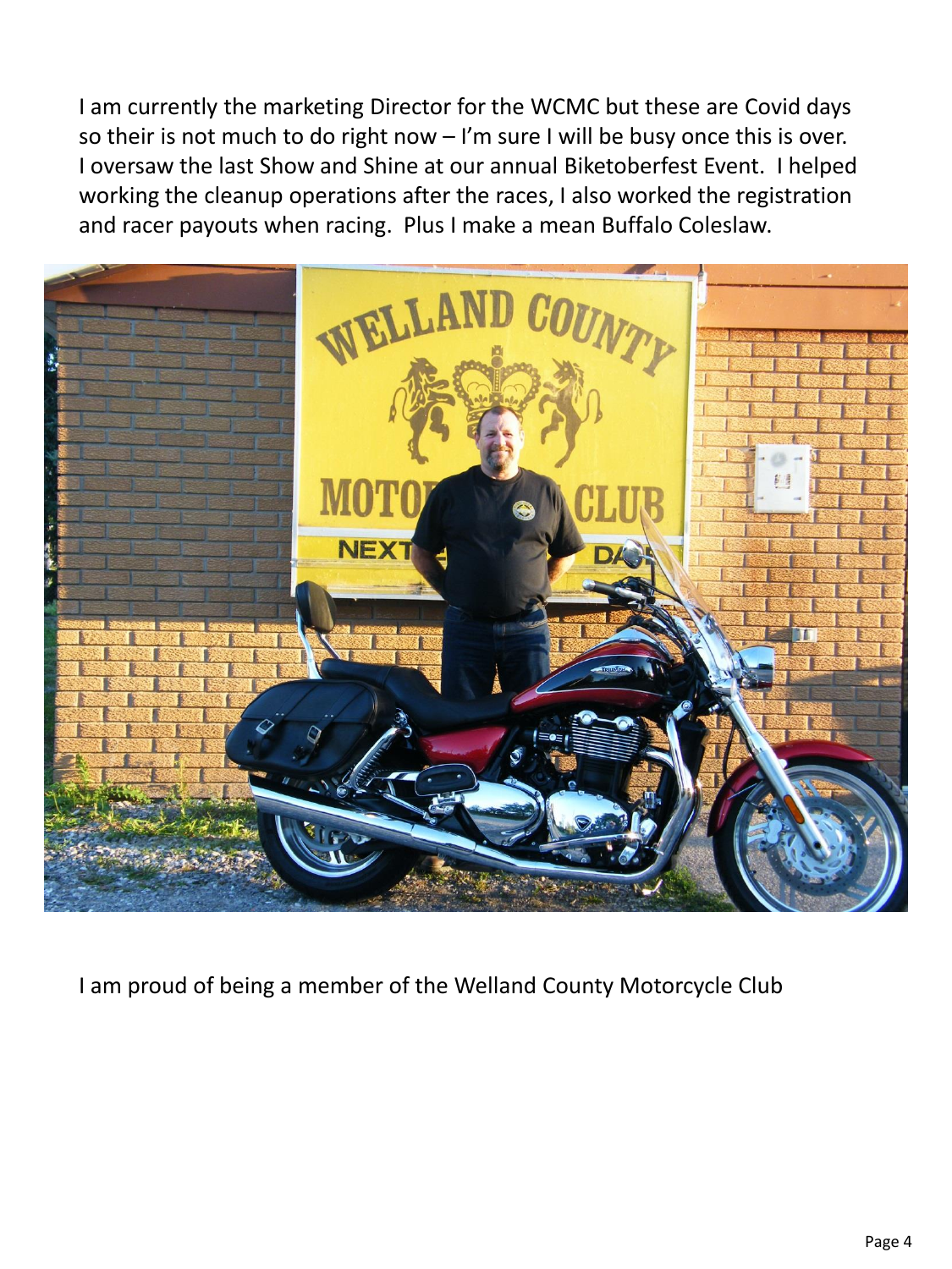I am currently the marketing Director for the WCMC but these are Covid days so their is not much to do right now – I'm sure I will be busy once this is over. I oversaw the last Show and Shine at our annual Biketoberfest Event. I helped working the cleanup operations after the races, I also worked the registration and racer payouts when racing. Plus I make a mean Buffalo Coleslaw.

I am proud of being a member of the Welland County Motorcycle Club